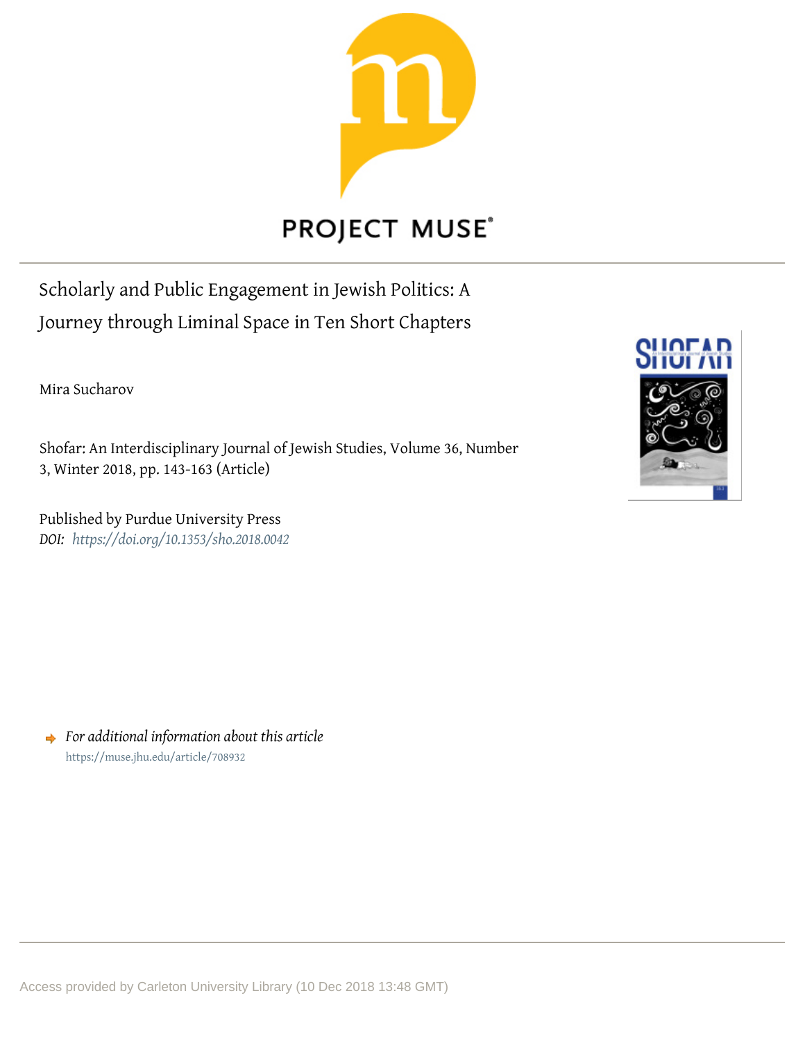PROJECT MUSE®

# Scholarly and Public Engagement in Jewish Politics: A Journey through Liminal Space in Ten Short Chapters

Mira Sucharov

Shofar: An Interdisciplinary Journal of Jewish Studies, Volume 36, Number 3, Winter 2018, pp. 143-163 (Article)

Published by Purdue University Press
*DOI:* *https://doi.org/10.1353/sho.2018.0042*

➜ *For additional information about this article*
https://muse.jhu.edu/article/708932

Access provided by Carleton University Library (10 Dec 2018 13:48 GMT)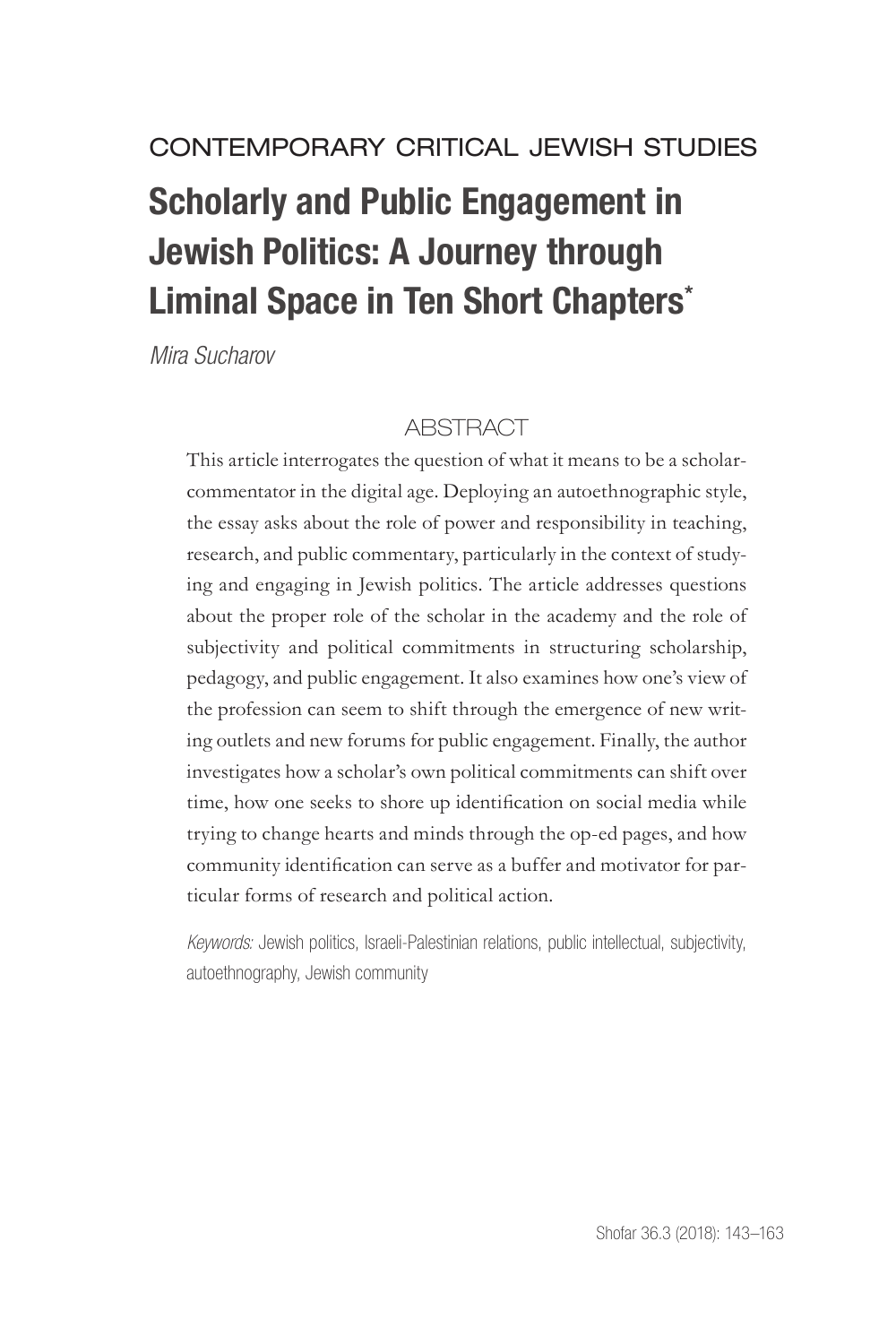CONTEMPORARY CRITICAL JEWISH STUDIES

# Scholarly and Public Engagement in Jewish Politics: A Journey through Liminal Space in Ten Short Chapters*

*Mira Sucharov*

## ABSTRACT

This article interrogates the question of what it means to be a scholar-commentator in the digital age. Deploying an autoethnographic style, the essay asks about the role of power and responsibility in teaching, research, and public commentary, particularly in the context of studying and engaging in Jewish politics. The article addresses questions about the proper role of the scholar in the academy and the role of subjectivity and political commitments in structuring scholarship, pedagogy, and public engagement. It also examines how one's view of the profession can seem to shift through the emergence of new writing outlets and new forums for public engagement. Finally, the author investigates how a scholar's own political commitments can shift over time, how one seeks to shore up identification on social media while trying to change hearts and minds through the op-ed pages, and how community identification can serve as a buffer and motivator for particular forms of research and political action.

*Keywords:* Jewish politics, Israeli-Palestinian relations, public intellectual, subjectivity, autoethnography, Jewish community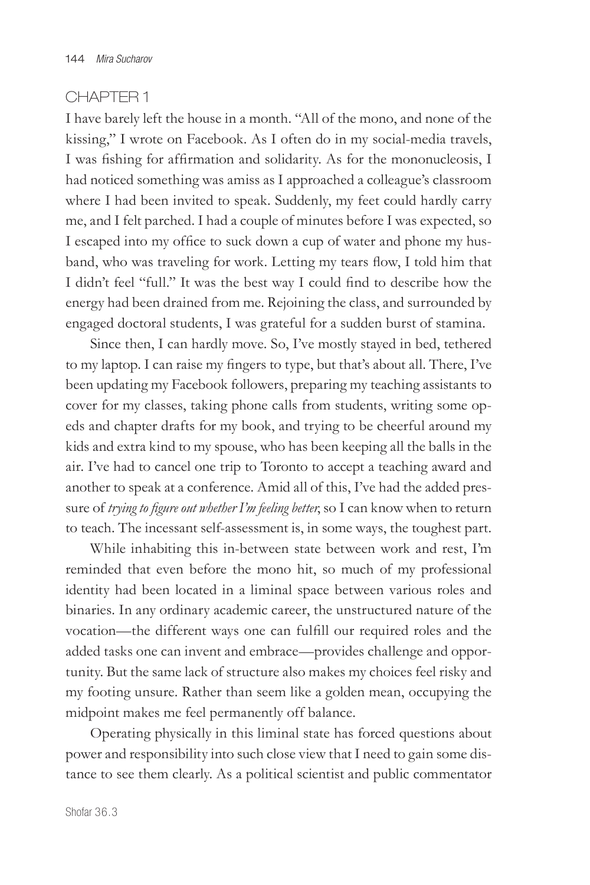## CHAPTER 1

I have barely left the house in a month. "All of the mono, and none of the kissing," I wrote on Facebook. As I often do in my social-media travels, I was fishing for affirmation and solidarity. As for the mononucleosis, I had noticed something was amiss as I approached a colleague's classroom where I had been invited to speak. Suddenly, my feet could hardly carry me, and I felt parched. I had a couple of minutes before I was expected, so I escaped into my office to suck down a cup of water and phone my husband, who was traveling for work. Letting my tears flow, I told him that I didn't feel "full." It was the best way I could find to describe how the energy had been drained from me. Rejoining the class, and surrounded by engaged doctoral students, I was grateful for a sudden burst of stamina.

Since then, I can hardly move. So, I've mostly stayed in bed, tethered to my laptop. I can raise my fingers to type, but that's about all. There, I've been updating my Facebook followers, preparing my teaching assistants to cover for my classes, taking phone calls from students, writing some op-eds and chapter drafts for my book, and trying to be cheerful around my kids and extra kind to my spouse, who has been keeping all the balls in the air. I've had to cancel one trip to Toronto to accept a teaching award and another to speak at a conference. Amid all of this, I've had the added pressure of *trying to figure out whether I'm feeling better*, so I can know when to return to teach. The incessant self-assessment is, in some ways, the toughest part.

While inhabiting this in-between state between work and rest, I'm reminded that even before the mono hit, so much of my professional identity had been located in a liminal space between various roles and binaries. In any ordinary academic career, the unstructured nature of the vocation—the different ways one can fulfill our required roles and the added tasks one can invent and embrace—provides challenge and opportunity. But the same lack of structure also makes my choices feel risky and my footing unsure. Rather than seem like a golden mean, occupying the midpoint makes me feel permanently off balance.

Operating physically in this liminal state has forced questions about power and responsibility into such close view that I need to gain some distance to see them clearly. As a political scientist and public commentator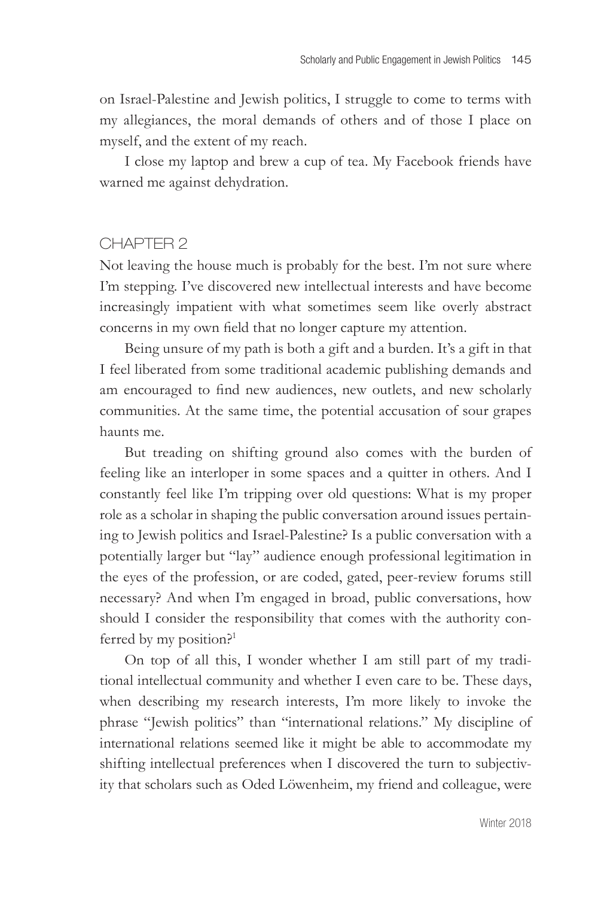on Israel-Palestine and Jewish politics, I struggle to come to terms with my allegiances, the moral demands of others and of those I place on myself, and the extent of my reach.

I close my laptop and brew a cup of tea. My Facebook friends have warned me against dehydration.

## CHAPTER 2

Not leaving the house much is probably for the best. I'm not sure where I'm stepping. I've discovered new intellectual interests and have become increasingly impatient with what sometimes seem like overly abstract concerns in my own field that no longer capture my attention.

Being unsure of my path is both a gift and a burden. It's a gift in that I feel liberated from some traditional academic publishing demands and am encouraged to find new audiences, new outlets, and new scholarly communities. At the same time, the potential accusation of sour grapes haunts me.

But treading on shifting ground also comes with the burden of feeling like an interloper in some spaces and a quitter in others. And I constantly feel like I'm tripping over old questions: What is my proper role as a scholar in shaping the public conversation around issues pertaining to Jewish politics and Israel-Palestine? Is a public conversation with a potentially larger but "lay" audience enough professional legitimation in the eyes of the profession, or are coded, gated, peer-review forums still necessary? And when I'm engaged in broad, public conversations, how should I consider the responsibility that comes with the authority conferred by my position?[1]

On top of all this, I wonder whether I am still part of my traditional intellectual community and whether I even care to be. These days, when describing my research interests, I'm more likely to invoke the phrase "Jewish politics" than "international relations." My discipline of international relations seemed like it might be able to accommodate my shifting intellectual preferences when I discovered the turn to subjectivity that scholars such as Oded Löwenheim, my friend and colleague, were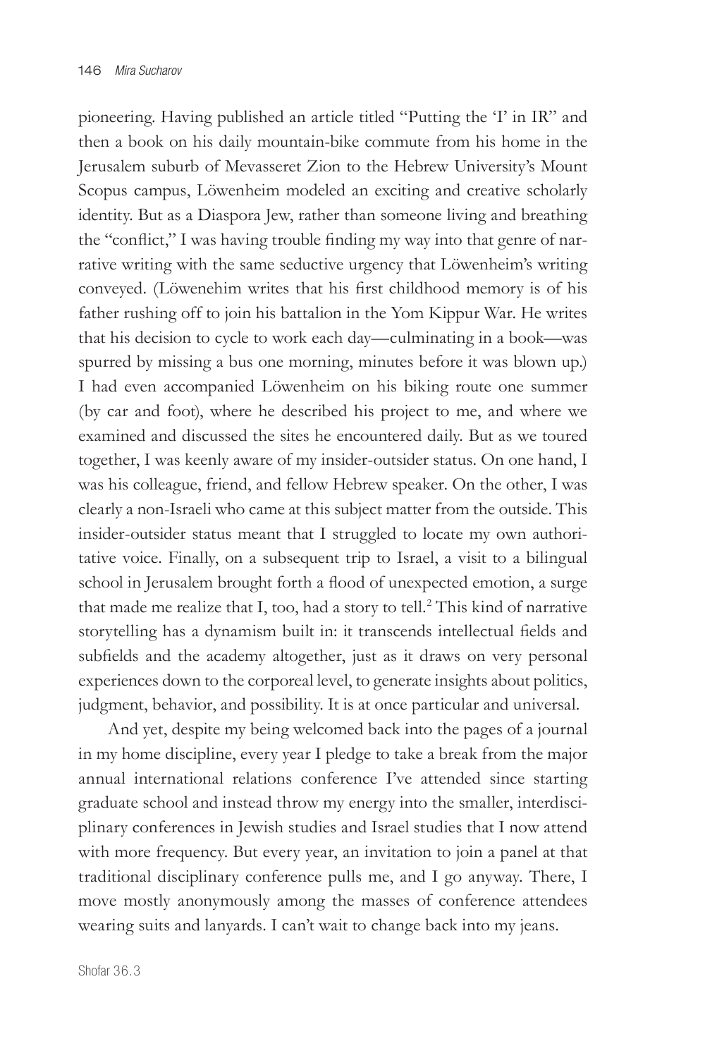pioneering. Having published an article titled "Putting the 'I' in IR" and then a book on his daily mountain-bike commute from his home in the Jerusalem suburb of Mevasseret Zion to the Hebrew University's Mount Scopus campus, Löwenheim modeled an exciting and creative scholarly identity. But as a Diaspora Jew, rather than someone living and breathing the "conflict," I was having trouble finding my way into that genre of narrative writing with the same seductive urgency that Löwenheim's writing conveyed. (Löwenehim writes that his first childhood memory is of his father rushing off to join his battalion in the Yom Kippur War. He writes that his decision to cycle to work each day—culminating in a book—was spurred by missing a bus one morning, minutes before it was blown up.) I had even accompanied Löwenheim on his biking route one summer (by car and foot), where he described his project to me, and where we examined and discussed the sites he encountered daily. But as we toured together, I was keenly aware of my insider-outsider status. On one hand, I was his colleague, friend, and fellow Hebrew speaker. On the other, I was clearly a non-Israeli who came at this subject matter from the outside. This insider-outsider status meant that I struggled to locate my own authoritative voice. Finally, on a subsequent trip to Israel, a visit to a bilingual school in Jerusalem brought forth a flood of unexpected emotion, a surge that made me realize that I, too, had a story to tell.[2] This kind of narrative storytelling has a dynamism built in: it transcends intellectual fields and subfields and the academy altogether, just as it draws on very personal experiences down to the corporeal level, to generate insights about politics, judgment, behavior, and possibility. It is at once particular and universal.

And yet, despite my being welcomed back into the pages of a journal in my home discipline, every year I pledge to take a break from the major annual international relations conference I've attended since starting graduate school and instead throw my energy into the smaller, interdisciplinary conferences in Jewish studies and Israel studies that I now attend with more frequency. But every year, an invitation to join a panel at that traditional disciplinary conference pulls me, and I go anyway. There, I move mostly anonymously among the masses of conference attendees wearing suits and lanyards. I can't wait to change back into my jeans.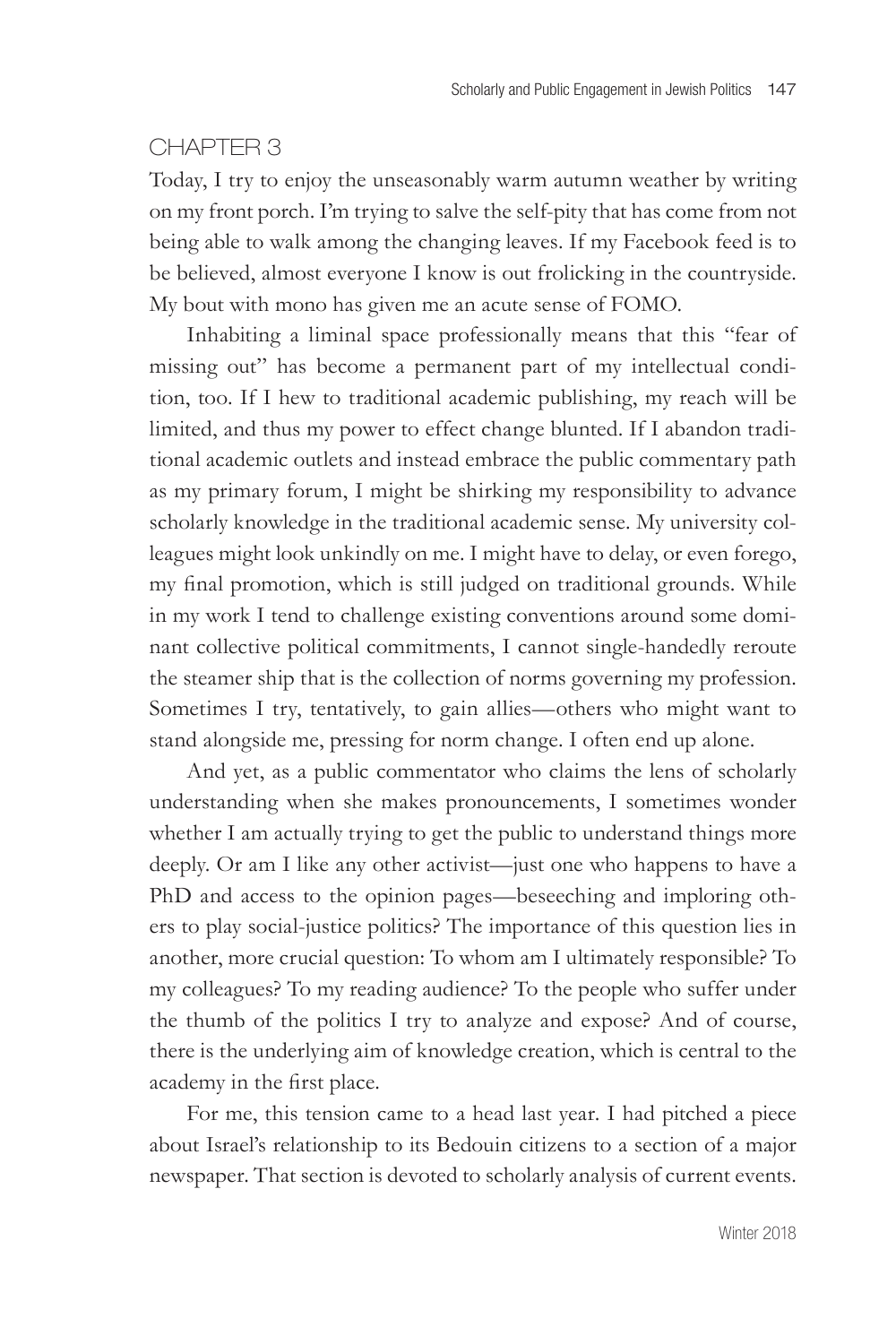## CHAPTER 3

Today, I try to enjoy the unseasonably warm autumn weather by writing on my front porch. I'm trying to salve the self-pity that has come from not being able to walk among the changing leaves. If my Facebook feed is to be believed, almost everyone I know is out frolicking in the countryside. My bout with mono has given me an acute sense of FOMO.

Inhabiting a liminal space professionally means that this "fear of missing out" has become a permanent part of my intellectual condition, too. If I hew to traditional academic publishing, my reach will be limited, and thus my power to effect change blunted. If I abandon traditional academic outlets and instead embrace the public commentary path as my primary forum, I might be shirking my responsibility to advance scholarly knowledge in the traditional academic sense. My university colleagues might look unkindly on me. I might have to delay, or even forego, my final promotion, which is still judged on traditional grounds. While in my work I tend to challenge existing conventions around some dominant collective political commitments, I cannot single-handedly reroute the steamer ship that is the collection of norms governing my profession. Sometimes I try, tentatively, to gain allies—others who might want to stand alongside me, pressing for norm change. I often end up alone.

And yet, as a public commentator who claims the lens of scholarly understanding when she makes pronouncements, I sometimes wonder whether I am actually trying to get the public to understand things more deeply. Or am I like any other activist—just one who happens to have a PhD and access to the opinion pages—beseeching and imploring others to play social-justice politics? The importance of this question lies in another, more crucial question: To whom am I ultimately responsible? To my colleagues? To my reading audience? To the people who suffer under the thumb of the politics I try to analyze and expose? And of course, there is the underlying aim of knowledge creation, which is central to the academy in the first place.

For me, this tension came to a head last year. I had pitched a piece about Israel's relationship to its Bedouin citizens to a section of a major newspaper. That section is devoted to scholarly analysis of current events.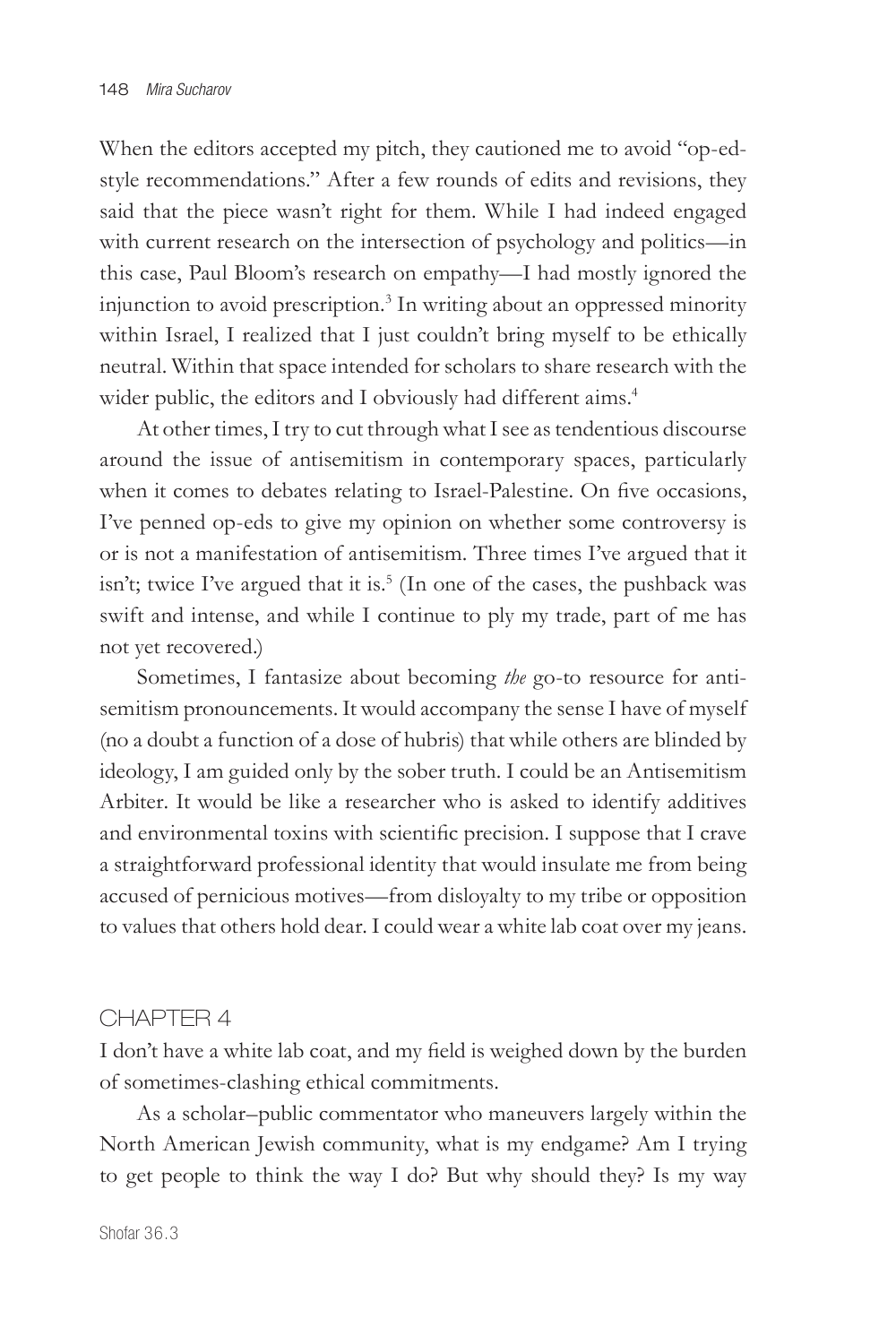When the editors accepted my pitch, they cautioned me to avoid "op-ed-style recommendations." After a few rounds of edits and revisions, they said that the piece wasn't right for them. While I had indeed engaged with current research on the intersection of psychology and politics—in this case, Paul Bloom's research on empathy—I had mostly ignored the injunction to avoid prescription.[3] In writing about an oppressed minority within Israel, I realized that I just couldn't bring myself to be ethically neutral. Within that space intended for scholars to share research with the wider public, the editors and I obviously had different aims.[4]

At other times, I try to cut through what I see as tendentious discourse around the issue of antisemitism in contemporary spaces, particularly when it comes to debates relating to Israel-Palestine. On five occasions, I've penned op-eds to give my opinion on whether some controversy is or is not a manifestation of antisemitism. Three times I've argued that it isn't; twice I've argued that it is.[5] (In one of the cases, the pushback was swift and intense, and while I continue to ply my trade, part of me has not yet recovered.)

Sometimes, I fantasize about becoming *the* go-to resource for antisemitism pronouncements. It would accompany the sense I have of myself (no a doubt a function of a dose of hubris) that while others are blinded by ideology, I am guided only by the sober truth. I could be an Antisemitism Arbiter. It would be like a researcher who is asked to identify additives and environmental toxins with scientific precision. I suppose that I crave a straightforward professional identity that would insulate me from being accused of pernicious motives—from disloyalty to my tribe or opposition to values that others hold dear. I could wear a white lab coat over my jeans.

## CHAPTER 4

I don't have a white lab coat, and my field is weighed down by the burden of sometimes-clashing ethical commitments.

As a scholar–public commentator who maneuvers largely within the North American Jewish community, what is my endgame? Am I trying to get people to think the way I do? But why should they? Is my way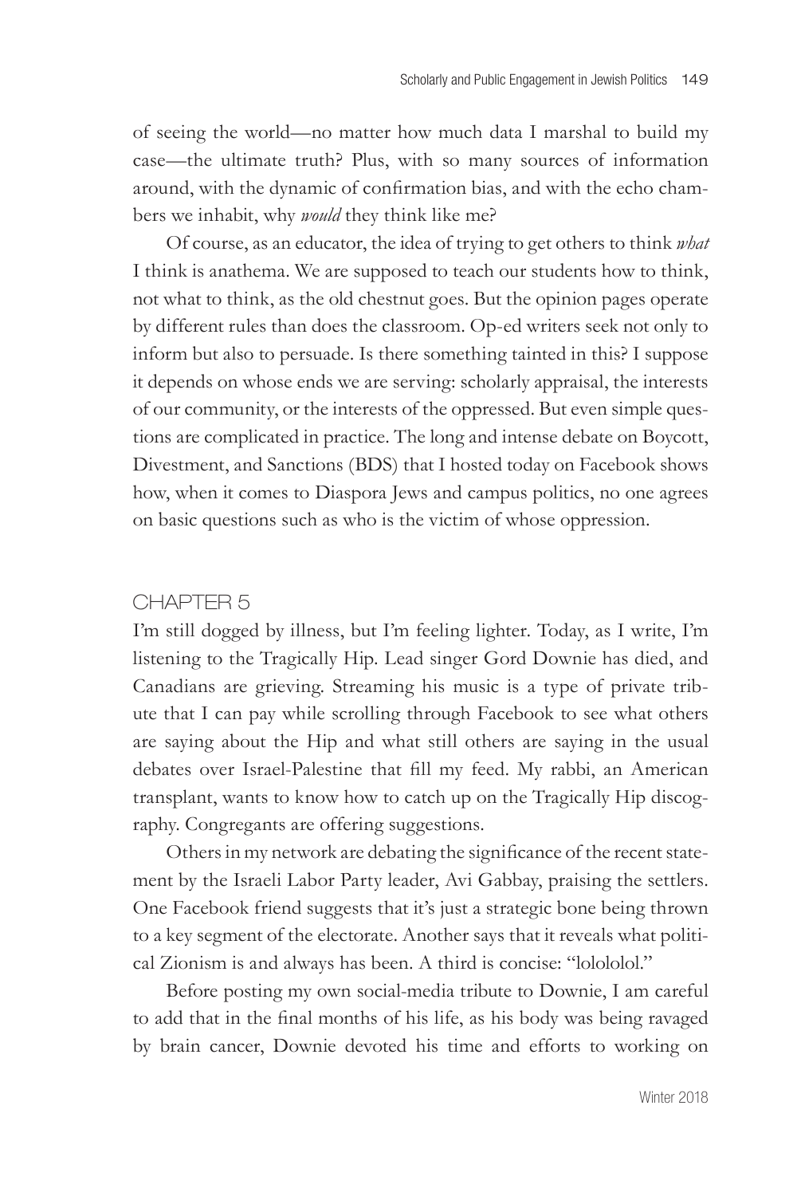of seeing the world—no matter how much data I marshal to build my case—the ultimate truth? Plus, with so many sources of information around, with the dynamic of confirmation bias, and with the echo chambers we inhabit, why *would* they think like me?

Of course, as an educator, the idea of trying to get others to think *what* I think is anathema. We are supposed to teach our students how to think, not what to think, as the old chestnut goes. But the opinion pages operate by different rules than does the classroom. Op-ed writers seek not only to inform but also to persuade. Is there something tainted in this? I suppose it depends on whose ends we are serving: scholarly appraisal, the interests of our community, or the interests of the oppressed. But even simple questions are complicated in practice. The long and intense debate on Boycott, Divestment, and Sanctions (BDS) that I hosted today on Facebook shows how, when it comes to Diaspora Jews and campus politics, no one agrees on basic questions such as who is the victim of whose oppression.

## CHAPTER 5

I'm still dogged by illness, but I'm feeling lighter. Today, as I write, I'm listening to the Tragically Hip. Lead singer Gord Downie has died, and Canadians are grieving. Streaming his music is a type of private tribute that I can pay while scrolling through Facebook to see what others are saying about the Hip and what still others are saying in the usual debates over Israel-Palestine that fill my feed. My rabbi, an American transplant, wants to know how to catch up on the Tragically Hip discography. Congregants are offering suggestions.

Others in my network are debating the significance of the recent statement by the Israeli Labor Party leader, Avi Gabbay, praising the settlers. One Facebook friend suggests that it's just a strategic bone being thrown to a key segment of the electorate. Another says that it reveals what political Zionism is and always has been. A third is concise: "lolololol."

Before posting my own social-media tribute to Downie, I am careful to add that in the final months of his life, as his body was being ravaged by brain cancer, Downie devoted his time and efforts to working on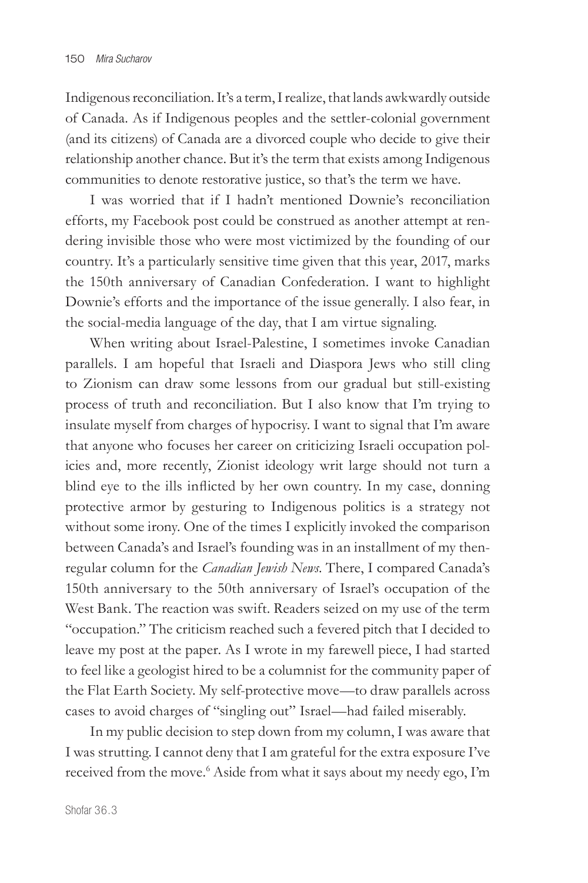Indigenous reconciliation. It's a term, I realize, that lands awkwardly outside of Canada. As if Indigenous peoples and the settler-colonial government (and its citizens) of Canada are a divorced couple who decide to give their relationship another chance. But it's the term that exists among Indigenous communities to denote restorative justice, so that's the term we have.

I was worried that if I hadn't mentioned Downie's reconciliation efforts, my Facebook post could be construed as another attempt at rendering invisible those who were most victimized by the founding of our country. It's a particularly sensitive time given that this year, 2017, marks the 150th anniversary of Canadian Confederation. I want to highlight Downie's efforts and the importance of the issue generally. I also fear, in the social-media language of the day, that I am virtue signaling.

When writing about Israel-Palestine, I sometimes invoke Canadian parallels. I am hopeful that Israeli and Diaspora Jews who still cling to Zionism can draw some lessons from our gradual but still-existing process of truth and reconciliation. But I also know that I'm trying to insulate myself from charges of hypocrisy. I want to signal that I'm aware that anyone who focuses her career on criticizing Israeli occupation policies and, more recently, Zionist ideology writ large should not turn a blind eye to the ills inflicted by her own country. In my case, donning protective armor by gesturing to Indigenous politics is a strategy not without some irony. One of the times I explicitly invoked the comparison between Canada's and Israel's founding was in an installment of my then-regular column for the *Canadian Jewish News*. There, I compared Canada's 150th anniversary to the 50th anniversary of Israel's occupation of the West Bank. The reaction was swift. Readers seized on my use of the term "occupation." The criticism reached such a fevered pitch that I decided to leave my post at the paper. As I wrote in my farewell piece, I had started to feel like a geologist hired to be a columnist for the community paper of the Flat Earth Society. My self-protective move—to draw parallels across cases to avoid charges of "singling out" Israel—had failed miserably.

In my public decision to step down from my column, I was aware that I was strutting. I cannot deny that I am grateful for the extra exposure I've received from the move.[6] Aside from what it says about my needy ego, I'm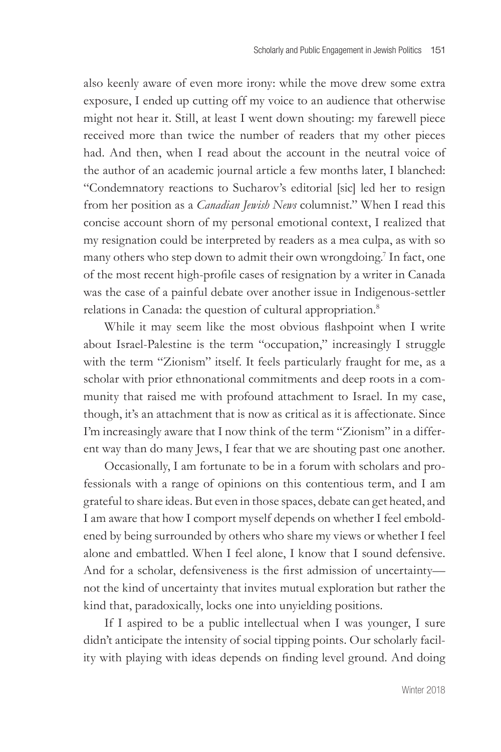also keenly aware of even more irony: while the move drew some extra exposure, I ended up cutting off my voice to an audience that otherwise might not hear it. Still, at least I went down shouting: my farewell piece received more than twice the number of readers that my other pieces had. And then, when I read about the account in the neutral voice of the author of an academic journal article a few months later, I blanched: "Condemnatory reactions to Sucharov's editorial [sic] led her to resign from her position as a *Canadian Jewish News* columnist." When I read this concise account shorn of my personal emotional context, I realized that my resignation could be interpreted by readers as a mea culpa, as with so many others who step down to admit their own wrongdoing.[7] In fact, one of the most recent high-profile cases of resignation by a writer in Canada was the case of a painful debate over another issue in Indigenous-settler relations in Canada: the question of cultural appropriation.[8]

While it may seem like the most obvious flashpoint when I write about Israel-Palestine is the term "occupation," increasingly I struggle with the term "Zionism" itself. It feels particularly fraught for me, as a scholar with prior ethnonational commitments and deep roots in a community that raised me with profound attachment to Israel. In my case, though, it's an attachment that is now as critical as it is affectionate. Since I'm increasingly aware that I now think of the term "Zionism" in a different way than do many Jews, I fear that we are shouting past one another.

Occasionally, I am fortunate to be in a forum with scholars and professionals with a range of opinions on this contentious term, and I am grateful to share ideas. But even in those spaces, debate can get heated, and I am aware that how I comport myself depends on whether I feel emboldened by being surrounded by others who share my views or whether I feel alone and embattled. When I feel alone, I know that I sound defensive. And for a scholar, defensiveness is the first admission of uncertainty—not the kind of uncertainty that invites mutual exploration but rather the kind that, paradoxically, locks one into unyielding positions.

If I aspired to be a public intellectual when I was younger, I sure didn't anticipate the intensity of social tipping points. Our scholarly facility with playing with ideas depends on finding level ground. And doing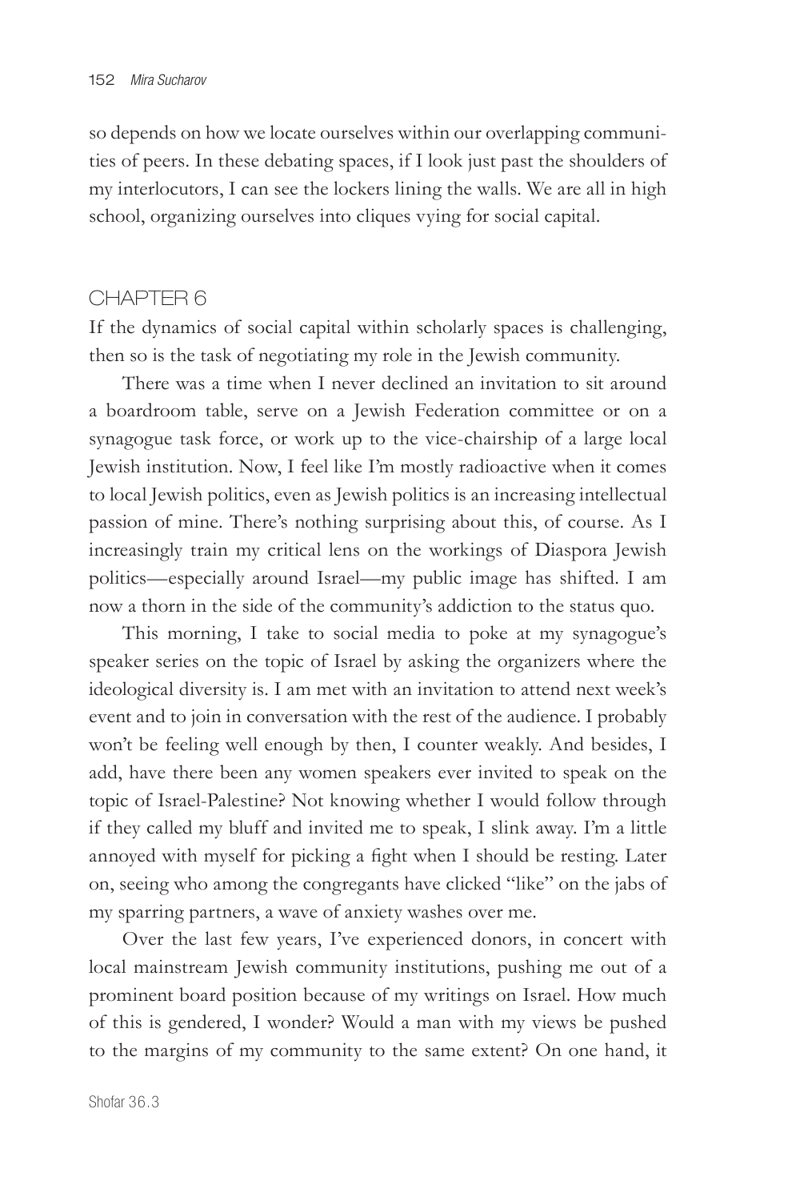so depends on how we locate ourselves within our overlapping communities of peers. In these debating spaces, if I look just past the shoulders of my interlocutors, I can see the lockers lining the walls. We are all in high school, organizing ourselves into cliques vying for social capital.

## CHAPTER 6

If the dynamics of social capital within scholarly spaces is challenging, then so is the task of negotiating my role in the Jewish community.

There was a time when I never declined an invitation to sit around a boardroom table, serve on a Jewish Federation committee or on a synagogue task force, or work up to the vice-chairship of a large local Jewish institution. Now, I feel like I'm mostly radioactive when it comes to local Jewish politics, even as Jewish politics is an increasing intellectual passion of mine. There's nothing surprising about this, of course. As I increasingly train my critical lens on the workings of Diaspora Jewish politics—especially around Israel—my public image has shifted. I am now a thorn in the side of the community's addiction to the status quo.

This morning, I take to social media to poke at my synagogue's speaker series on the topic of Israel by asking the organizers where the ideological diversity is. I am met with an invitation to attend next week's event and to join in conversation with the rest of the audience. I probably won't be feeling well enough by then, I counter weakly. And besides, I add, have there been any women speakers ever invited to speak on the topic of Israel-Palestine? Not knowing whether I would follow through if they called my bluff and invited me to speak, I slink away. I'm a little annoyed with myself for picking a fight when I should be resting. Later on, seeing who among the congregants have clicked "like" on the jabs of my sparring partners, a wave of anxiety washes over me.

Over the last few years, I've experienced donors, in concert with local mainstream Jewish community institutions, pushing me out of a prominent board position because of my writings on Israel. How much of this is gendered, I wonder? Would a man with my views be pushed to the margins of my community to the same extent? On one hand, it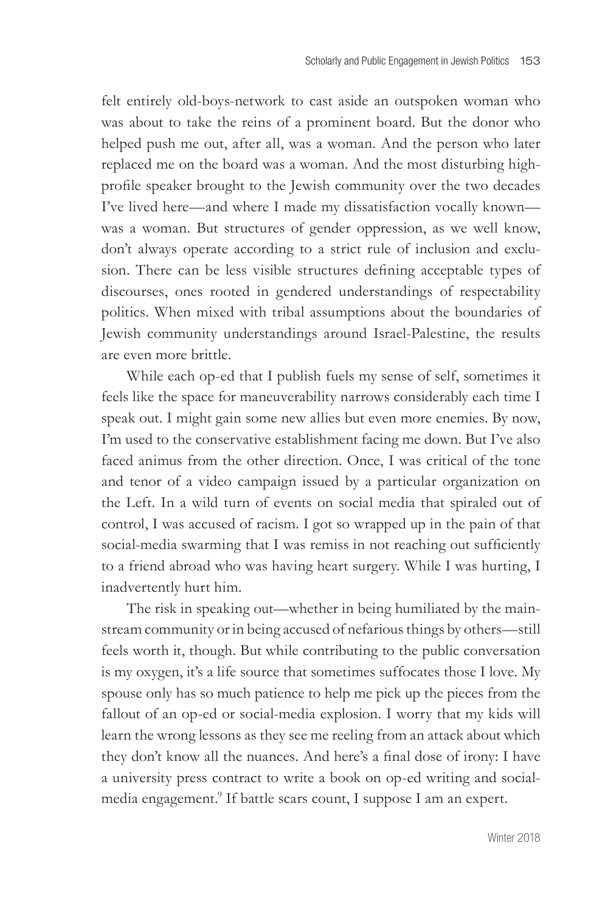felt entirely old-boys-network to cast aside an outspoken woman who was about to take the reins of a prominent board. But the donor who helped push me out, after all, was a woman. And the person who later replaced me on the board was a woman. And the most disturbing high-profile speaker brought to the Jewish community over the two decades I've lived here—and where I made my dissatisfaction vocally known—was a woman. But structures of gender oppression, as we well know, don't always operate according to a strict rule of inclusion and exclusion. There can be less visible structures defining acceptable types of discourses, ones rooted in gendered understandings of respectability politics. When mixed with tribal assumptions about the boundaries of Jewish community understandings around Israel-Palestine, the results are even more brittle.

While each op-ed that I publish fuels my sense of self, sometimes it feels like the space for maneuverability narrows considerably each time I speak out. I might gain some new allies but even more enemies. By now, I'm used to the conservative establishment facing me down. But I've also faced animus from the other direction. Once, I was critical of the tone and tenor of a video campaign issued by a particular organization on the Left. In a wild turn of events on social media that spiraled out of control, I was accused of racism. I got so wrapped up in the pain of that social-media swarming that I was remiss in not reaching out sufficiently to a friend abroad who was having heart surgery. While I was hurting, I inadvertently hurt him.

The risk in speaking out—whether in being humiliated by the mainstream community or in being accused of nefarious things by others—still feels worth it, though. But while contributing to the public conversation is my oxygen, it's a life source that sometimes suffocates those I love. My spouse only has so much patience to help me pick up the pieces from the fallout of an op-ed or social-media explosion. I worry that my kids will learn the wrong lessons as they see me reeling from an attack about which they don't know all the nuances. And here's a final dose of irony: I have a university press contract to write a book on op-ed writing and social-media engagement.[9] If battle scars count, I suppose I am an expert.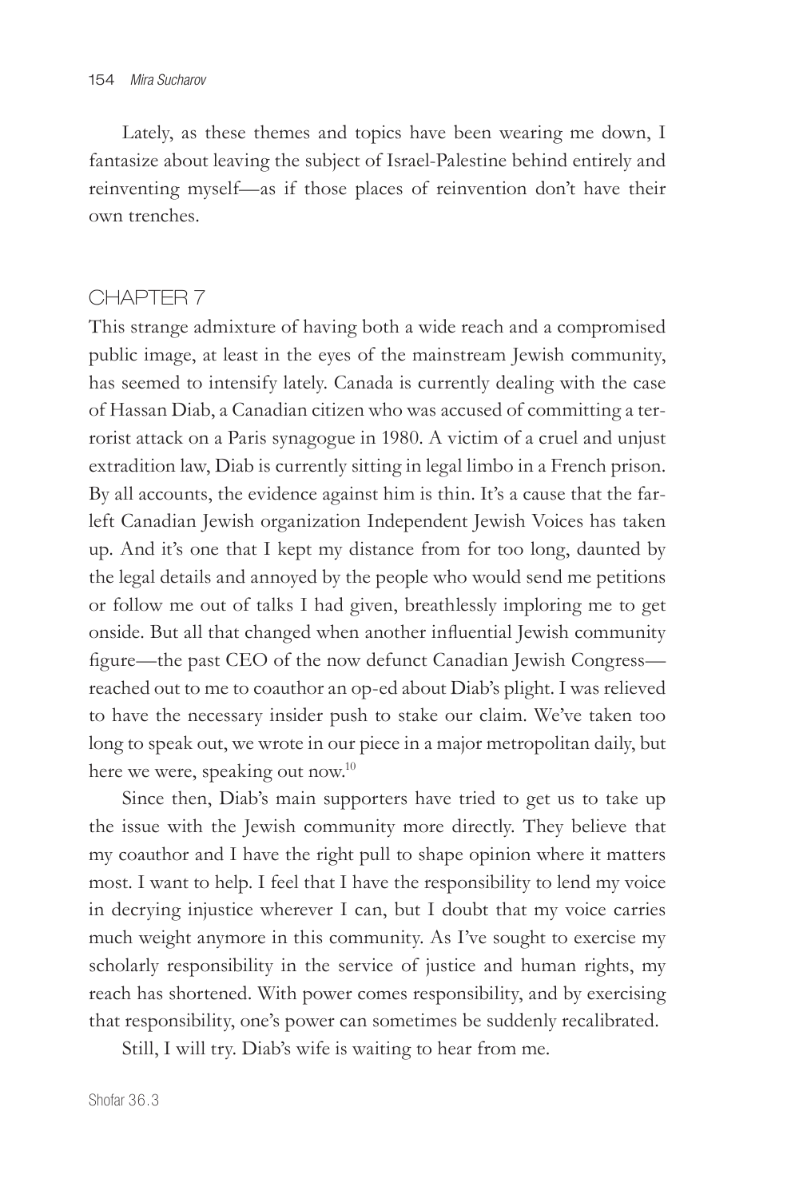Lately, as these themes and topics have been wearing me down, I fantasize about leaving the subject of Israel-Palestine behind entirely and reinventing myself—as if those places of reinvention don't have their own trenches.

## CHAPTER 7

This strange admixture of having both a wide reach and a compromised public image, at least in the eyes of the mainstream Jewish community, has seemed to intensify lately. Canada is currently dealing with the case of Hassan Diab, a Canadian citizen who was accused of committing a terrorist attack on a Paris synagogue in 1980. A victim of a cruel and unjust extradition law, Diab is currently sitting in legal limbo in a French prison. By all accounts, the evidence against him is thin. It's a cause that the far-left Canadian Jewish organization Independent Jewish Voices has taken up. And it's one that I kept my distance from for too long, daunted by the legal details and annoyed by the people who would send me petitions or follow me out of talks I had given, breathlessly imploring me to get onside. But all that changed when another influential Jewish community figure—the past CEO of the now defunct Canadian Jewish Congress—reached out to me to coauthor an op-ed about Diab's plight. I was relieved to have the necessary insider push to stake our claim. We've taken too long to speak out, we wrote in our piece in a major metropolitan daily, but here we were, speaking out now.[10]

Since then, Diab's main supporters have tried to get us to take up the issue with the Jewish community more directly. They believe that my coauthor and I have the right pull to shape opinion where it matters most. I want to help. I feel that I have the responsibility to lend my voice in decrying injustice wherever I can, but I doubt that my voice carries much weight anymore in this community. As I've sought to exercise my scholarly responsibility in the service of justice and human rights, my reach has shortened. With power comes responsibility, and by exercising that responsibility, one's power can sometimes be suddenly recalibrated.

Still, I will try. Diab's wife is waiting to hear from me.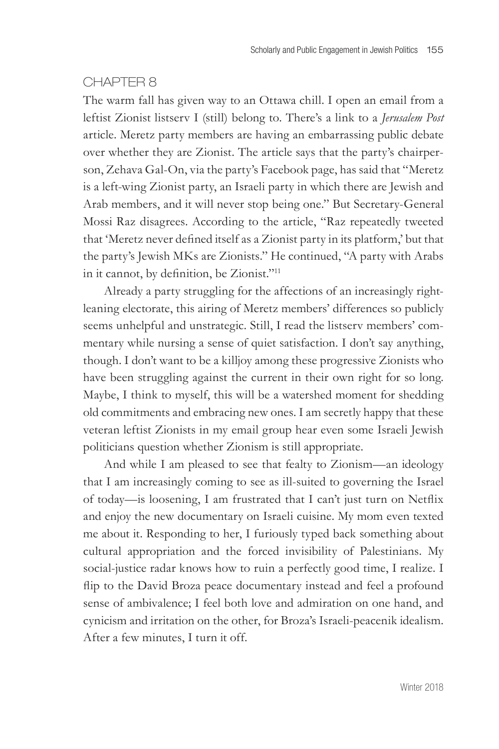## CHAPTER 8

The warm fall has given way to an Ottawa chill. I open an email from a leftist Zionist listserv I (still) belong to. There's a link to a *Jerusalem Post* article. Meretz party members are having an embarrassing public debate over whether they are Zionist. The article says that the party's chairperson, Zehava Gal-On, via the party's Facebook page, has said that "Meretz is a left-wing Zionist party, an Israeli party in which there are Jewish and Arab members, and it will never stop being one." But Secretary-General Mossi Raz disagrees. According to the article, "Raz repeatedly tweeted that 'Meretz never defined itself as a Zionist party in its platform,' but that the party's Jewish MKs are Zionists." He continued, "A party with Arabs in it cannot, by definition, be Zionist."[11]

Already a party struggling for the affections of an increasingly right-leaning electorate, this airing of Meretz members' differences so publicly seems unhelpful and unstrategic. Still, I read the listserv members' commentary while nursing a sense of quiet satisfaction. I don't say anything, though. I don't want to be a killjoy among these progressive Zionists who have been struggling against the current in their own right for so long. Maybe, I think to myself, this will be a watershed moment for shedding old commitments and embracing new ones. I am secretly happy that these veteran leftist Zionists in my email group hear even some Israeli Jewish politicians question whether Zionism is still appropriate.

And while I am pleased to see that fealty to Zionism—an ideology that I am increasingly coming to see as ill-suited to governing the Israel of today—is loosening, I am frustrated that I can't just turn on Netflix and enjoy the new documentary on Israeli cuisine. My mom even texted me about it. Responding to her, I furiously typed back something about cultural appropriation and the forced invisibility of Palestinians. My social-justice radar knows how to ruin a perfectly good time, I realize. I flip to the David Broza peace documentary instead and feel a profound sense of ambivalence; I feel both love and admiration on one hand, and cynicism and irritation on the other, for Broza's Israeli-peacenik idealism. After a few minutes, I turn it off.

Winter 2018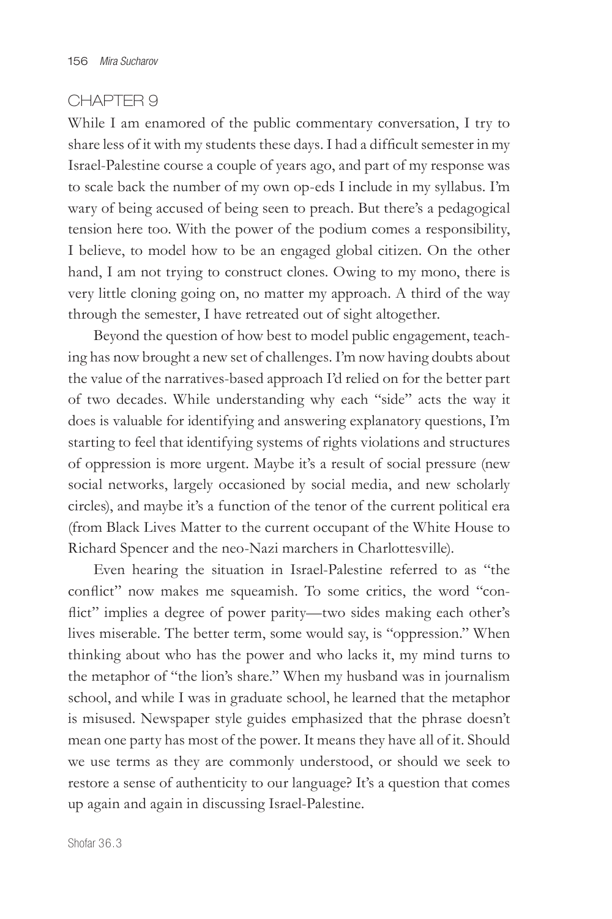## CHAPTER 9

While I am enamored of the public commentary conversation, I try to share less of it with my students these days. I had a difficult semester in my Israel-Palestine course a couple of years ago, and part of my response was to scale back the number of my own op-eds I include in my syllabus. I'm wary of being accused of being seen to preach. But there's a pedagogical tension here too. With the power of the podium comes a responsibility, I believe, to model how to be an engaged global citizen. On the other hand, I am not trying to construct clones. Owing to my mono, there is very little cloning going on, no matter my approach. A third of the way through the semester, I have retreated out of sight altogether.

Beyond the question of how best to model public engagement, teaching has now brought a new set of challenges. I'm now having doubts about the value of the narratives-based approach I'd relied on for the better part of two decades. While understanding why each "side" acts the way it does is valuable for identifying and answering explanatory questions, I'm starting to feel that identifying systems of rights violations and structures of oppression is more urgent. Maybe it's a result of social pressure (new social networks, largely occasioned by social media, and new scholarly circles), and maybe it's a function of the tenor of the current political era (from Black Lives Matter to the current occupant of the White House to Richard Spencer and the neo-Nazi marchers in Charlottesville).

Even hearing the situation in Israel-Palestine referred to as "the conflict" now makes me squeamish. To some critics, the word "conflict" implies a degree of power parity—two sides making each other's lives miserable. The better term, some would say, is "oppression." When thinking about who has the power and who lacks it, my mind turns to the metaphor of "the lion's share." When my husband was in journalism school, and while I was in graduate school, he learned that the metaphor is misused. Newspaper style guides emphasized that the phrase doesn't mean one party has most of the power. It means they have all of it. Should we use terms as they are commonly understood, or should we seek to restore a sense of authenticity to our language? It's a question that comes up again and again in discussing Israel-Palestine.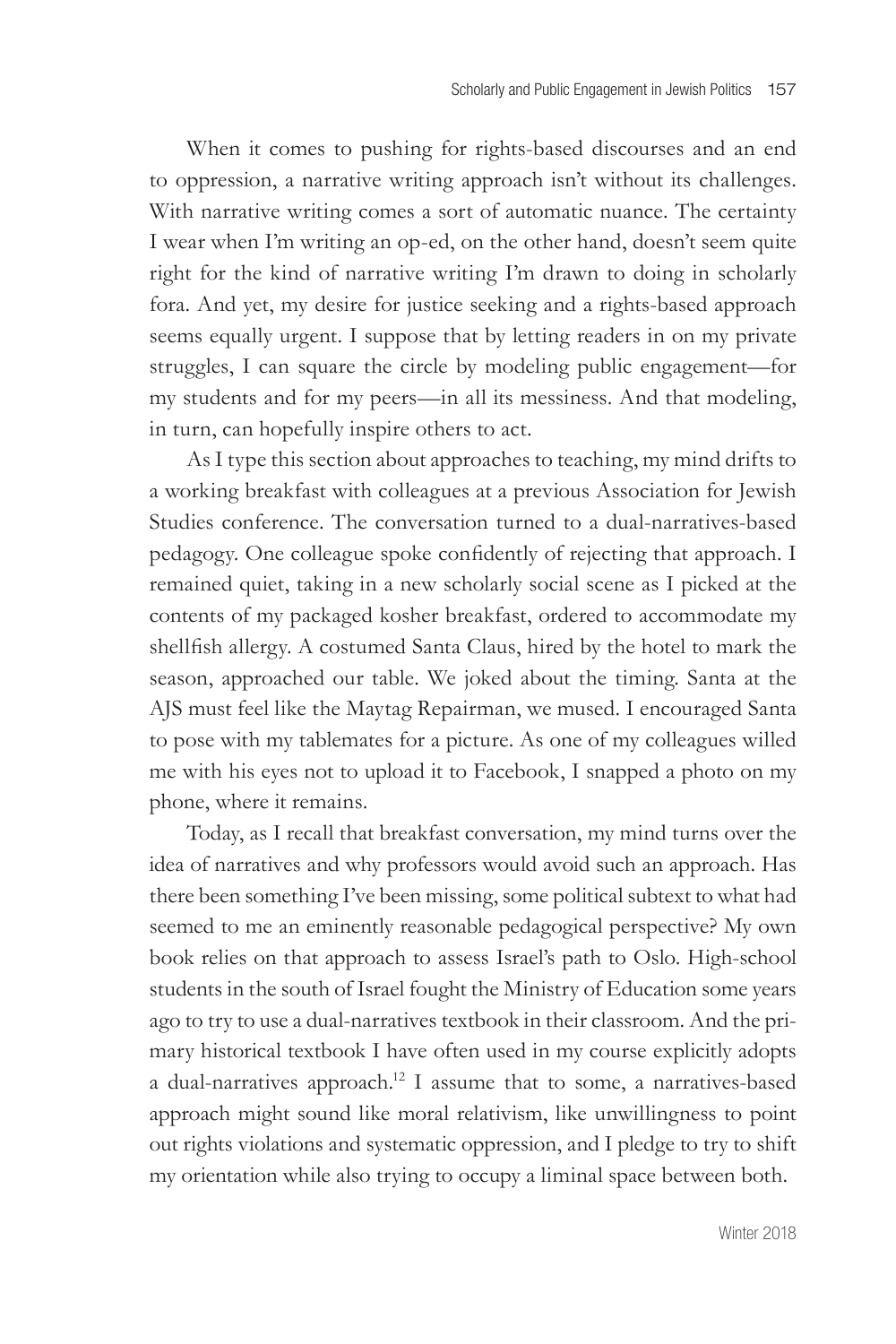When it comes to pushing for rights-based discourses and an end to oppression, a narrative writing approach isn't without its challenges. With narrative writing comes a sort of automatic nuance. The certainty I wear when I'm writing an op-ed, on the other hand, doesn't seem quite right for the kind of narrative writing I'm drawn to doing in scholarly fora. And yet, my desire for justice seeking and a rights-based approach seems equally urgent. I suppose that by letting readers in on my private struggles, I can square the circle by modeling public engagement—for my students and for my peers—in all its messiness. And that modeling, in turn, can hopefully inspire others to act.

As I type this section about approaches to teaching, my mind drifts to a working breakfast with colleagues at a previous Association for Jewish Studies conference. The conversation turned to a dual-narratives-based pedagogy. One colleague spoke confidently of rejecting that approach. I remained quiet, taking in a new scholarly social scene as I picked at the contents of my packaged kosher breakfast, ordered to accommodate my shellfish allergy. A costumed Santa Claus, hired by the hotel to mark the season, approached our table. We joked about the timing. Santa at the AJS must feel like the Maytag Repairman, we mused. I encouraged Santa to pose with my tablemates for a picture. As one of my colleagues willed me with his eyes not to upload it to Facebook, I snapped a photo on my phone, where it remains.

Today, as I recall that breakfast conversation, my mind turns over the idea of narratives and why professors would avoid such an approach. Has there been something I've been missing, some political subtext to what had seemed to me an eminently reasonable pedagogical perspective? My own book relies on that approach to assess Israel's path to Oslo. High-school students in the south of Israel fought the Ministry of Education some years ago to try to use a dual-narratives textbook in their classroom. And the primary historical textbook I have often used in my course explicitly adopts a dual-narratives approach.[12] I assume that to some, a narratives-based approach might sound like moral relativism, like unwillingness to point out rights violations and systematic oppression, and I pledge to try to shift my orientation while also trying to occupy a liminal space between both.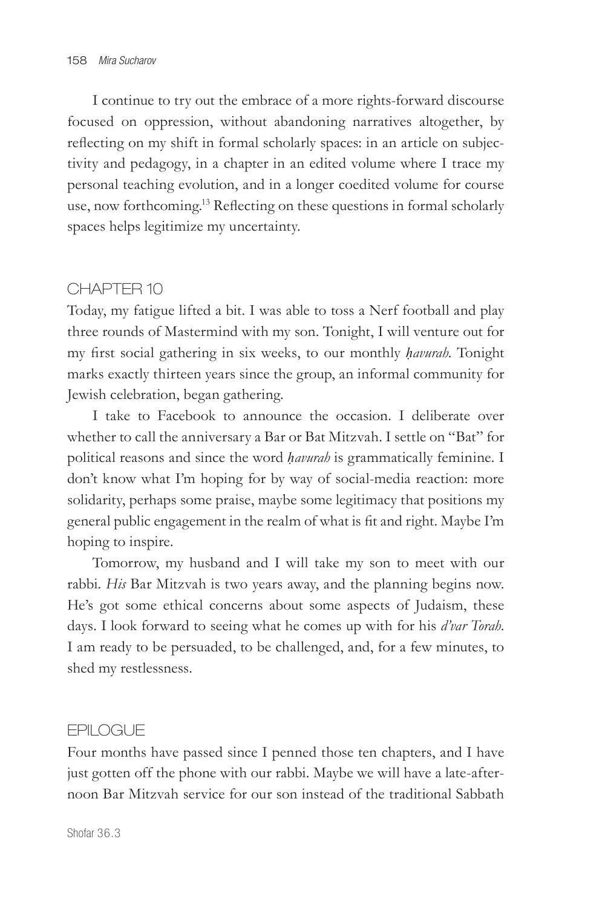I continue to try out the embrace of a more rights-forward discourse focused on oppression, without abandoning narratives altogether, by reflecting on my shift in formal scholarly spaces: in an article on subjectivity and pedagogy, in a chapter in an edited volume where I trace my personal teaching evolution, and in a longer coedited volume for course use, now forthcoming.[13] Reflecting on these questions in formal scholarly spaces helps legitimize my uncertainty.

## CHAPTER 10

Today, my fatigue lifted a bit. I was able to toss a Nerf football and play three rounds of Mastermind with my son. Tonight, I will venture out for my first social gathering in six weeks, to our monthly *ḥavurah.* Tonight marks exactly thirteen years since the group, an informal community for Jewish celebration, began gathering.

I take to Facebook to announce the occasion. I deliberate over whether to call the anniversary a Bar or Bat Mitzvah. I settle on "Bat" for political reasons and since the word *ḥavurah* is grammatically feminine. I don't know what I'm hoping for by way of social-media reaction: more solidarity, perhaps some praise, maybe some legitimacy that positions my general public engagement in the realm of what is fit and right. Maybe I'm hoping to inspire.

Tomorrow, my husband and I will take my son to meet with our rabbi. *His* Bar Mitzvah is two years away, and the planning begins now. He's got some ethical concerns about some aspects of Judaism, these days. I look forward to seeing what he comes up with for his *d'var Torah.* I am ready to be persuaded, to be challenged, and, for a few minutes, to shed my restlessness.

## EPILOGUE

Four months have passed since I penned those ten chapters, and I have just gotten off the phone with our rabbi. Maybe we will have a late-afternoon Bar Mitzvah service for our son instead of the traditional Sabbath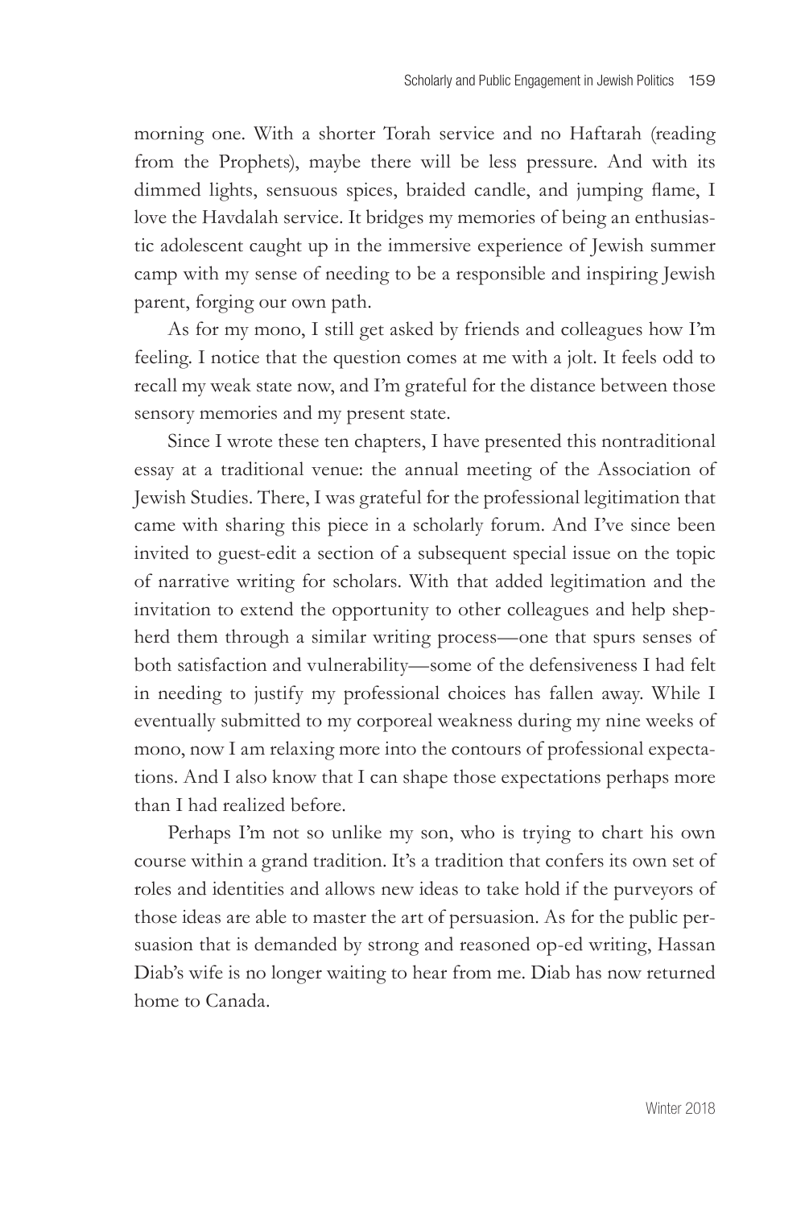morning one. With a shorter Torah service and no Haftarah (reading from the Prophets), maybe there will be less pressure. And with its dimmed lights, sensuous spices, braided candle, and jumping flame, I love the Havdalah service. It bridges my memories of being an enthusiastic adolescent caught up in the immersive experience of Jewish summer camp with my sense of needing to be a responsible and inspiring Jewish parent, forging our own path.

As for my mono, I still get asked by friends and colleagues how I'm feeling. I notice that the question comes at me with a jolt. It feels odd to recall my weak state now, and I'm grateful for the distance between those sensory memories and my present state.

Since I wrote these ten chapters, I have presented this nontraditional essay at a traditional venue: the annual meeting of the Association of Jewish Studies. There, I was grateful for the professional legitimation that came with sharing this piece in a scholarly forum. And I've since been invited to guest-edit a section of a subsequent special issue on the topic of narrative writing for scholars. With that added legitimation and the invitation to extend the opportunity to other colleagues and help shepherd them through a similar writing process—one that spurs senses of both satisfaction and vulnerability—some of the defensiveness I had felt in needing to justify my professional choices has fallen away. While I eventually submitted to my corporeal weakness during my nine weeks of mono, now I am relaxing more into the contours of professional expectations. And I also know that I can shape those expectations perhaps more than I had realized before.

Perhaps I'm not so unlike my son, who is trying to chart his own course within a grand tradition. It's a tradition that confers its own set of roles and identities and allows new ideas to take hold if the purveyors of those ideas are able to master the art of persuasion. As for the public persuasion that is demanded by strong and reasoned op-ed writing, Hassan Diab's wife is no longer waiting to hear from me. Diab has now returned home to Canada.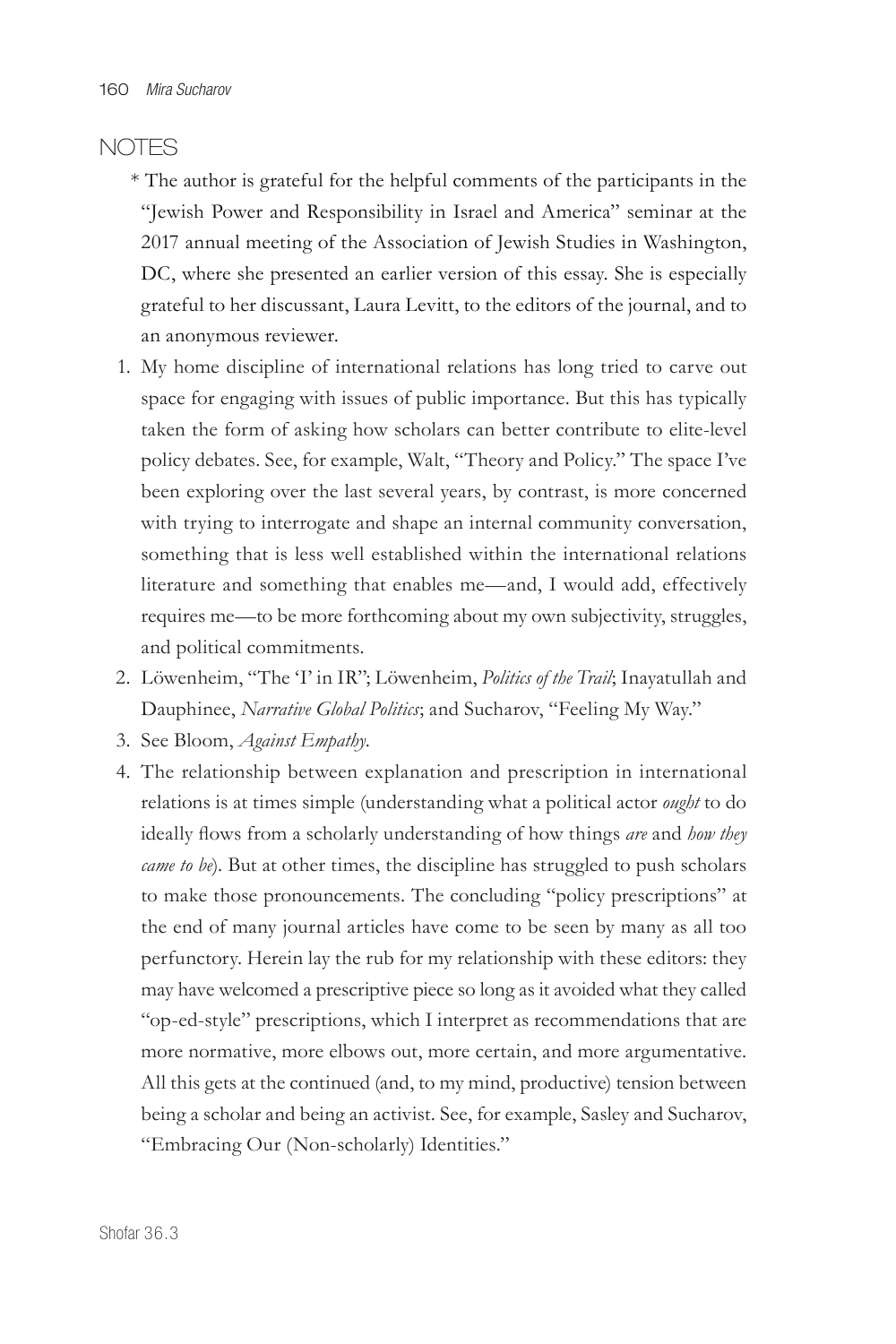## NOTES

\* The author is grateful for the helpful comments of the participants in the "Jewish Power and Responsibility in Israel and America" seminar at the 2017 annual meeting of the Association of Jewish Studies in Washington, DC, where she presented an earlier version of this essay. She is especially grateful to her discussant, Laura Levitt, to the editors of the journal, and to an anonymous reviewer.

1. My home discipline of international relations has long tried to carve out space for engaging with issues of public importance. But this has typically taken the form of asking how scholars can better contribute to elite-level policy debates. See, for example, Walt, "Theory and Policy." The space I've been exploring over the last several years, by contrast, is more concerned with trying to interrogate and shape an internal community conversation, something that is less well established within the international relations literature and something that enables me—and, I would add, effectively requires me—to be more forthcoming about my own subjectivity, struggles, and political commitments.
2. Löwenheim, "The 'I' in IR"; Löwenheim, *Politics of the Trail*; Inayatullah and Dauphinee, *Narrative Global Politics*; and Sucharov, "Feeling My Way."
3. See Bloom, *Against Empathy*.
4. The relationship between explanation and prescription in international relations is at times simple (understanding what a political actor *ought* to do ideally flows from a scholarly understanding of how things *are* and *how they came to be*). But at other times, the discipline has struggled to push scholars to make those pronouncements. The concluding "policy prescriptions" at the end of many journal articles have come to be seen by many as all too perfunctory. Herein lay the rub for my relationship with these editors: they may have welcomed a prescriptive piece so long as it avoided what they called "op-ed-style" prescriptions, which I interpret as recommendations that are more normative, more elbows out, more certain, and more argumentative. All this gets at the continued (and, to my mind, productive) tension between being a scholar and being an activist. See, for example, Sasley and Sucharov, "Embracing Our (Non-scholarly) Identities."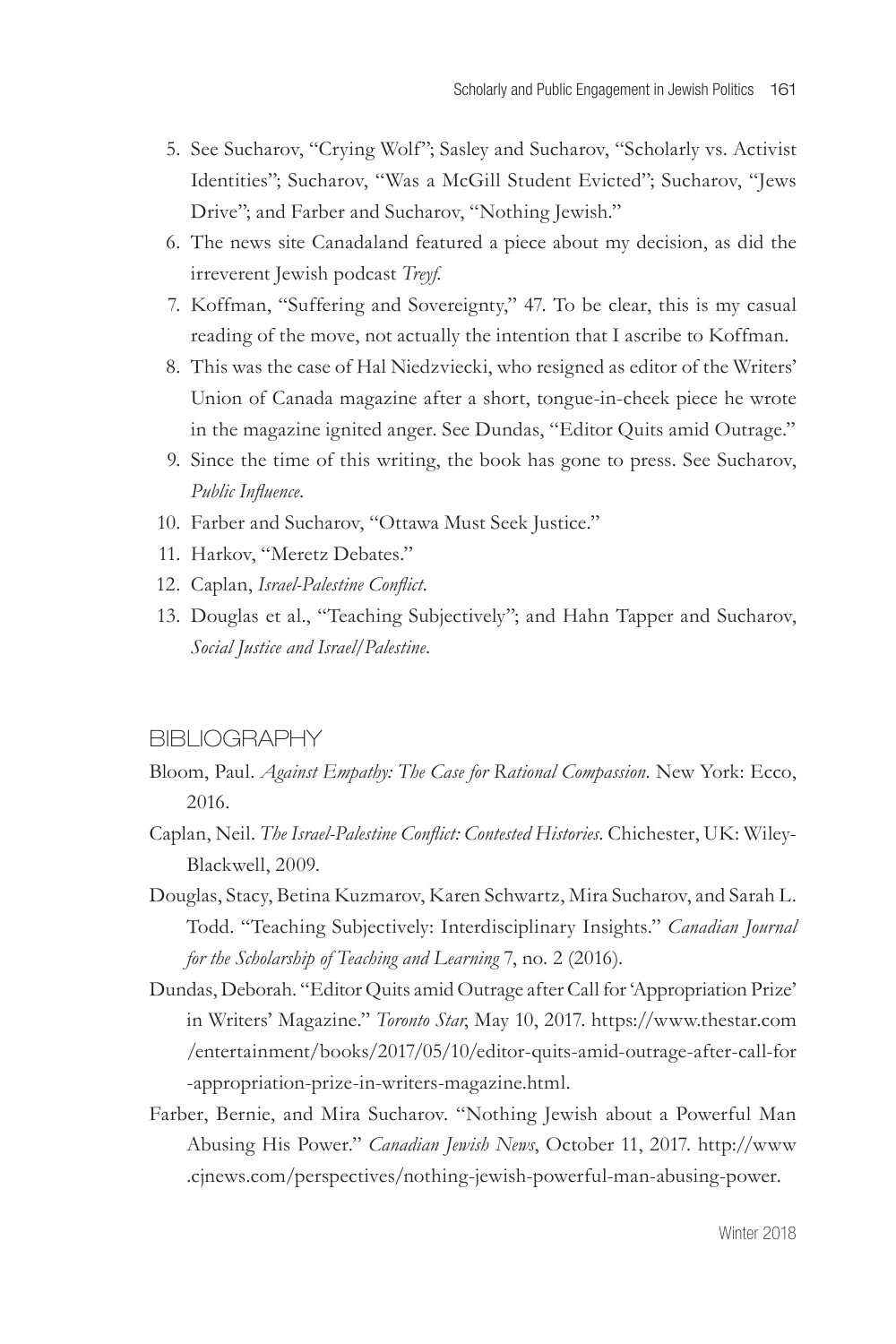5. See Sucharov, "Crying Wolf"; Sasley and Sucharov, "Scholarly vs. Activist Identities"; Sucharov, "Was a McGill Student Evicted"; Sucharov, "Jews Drive"; and Farber and Sucharov, "Nothing Jewish."
6. The news site Canadaland featured a piece about my decision, as did the irreverent Jewish podcast *Treyf*.
7. Koffman, "Suffering and Sovereignty," 47. To be clear, this is my casual reading of the move, not actually the intention that I ascribe to Koffman.
8. This was the case of Hal Niedzviecki, who resigned as editor of the Writers' Union of Canada magazine after a short, tongue-in-cheek piece he wrote in the magazine ignited anger. See Dundas, "Editor Quits amid Outrage."
9. Since the time of this writing, the book has gone to press. See Sucharov, *Public Influence*.
10. Farber and Sucharov, "Ottawa Must Seek Justice."
11. Harkov, "Meretz Debates."
12. Caplan, *Israel-Palestine Conflict*.
13. Douglas et al., "Teaching Subjectively"; and Hahn Tapper and Sucharov, *Social Justice and Israel/Palestine*.

## BIBLIOGRAPHY

Bloom, Paul. *Against Empathy: The Case for Rational Compassion*. New York: Ecco, 2016.

Caplan, Neil. *The Israel-Palestine Conflict: Contested Histories*. Chichester, UK: Wiley-Blackwell, 2009.

Douglas, Stacy, Betina Kuzmarov, Karen Schwartz, Mira Sucharov, and Sarah L. Todd. "Teaching Subjectively: Interdisciplinary Insights." *Canadian Journal for the Scholarship of Teaching and Learning* 7, no. 2 (2016).

Dundas, Deborah. "Editor Quits amid Outrage after Call for 'Appropriation Prize' in Writers' Magazine." *Toronto Star*, May 10, 2017. https://www.thestar.com/entertainment/books/2017/05/10/editor-quits-amid-outrage-after-call-for-appropriation-prize-in-writers-magazine.html.

Farber, Bernie, and Mira Sucharov. "Nothing Jewish about a Powerful Man Abusing His Power." *Canadian Jewish News*, October 11, 2017. http://www.cjnews.com/perspectives/nothing-jewish-powerful-man-abusing-power.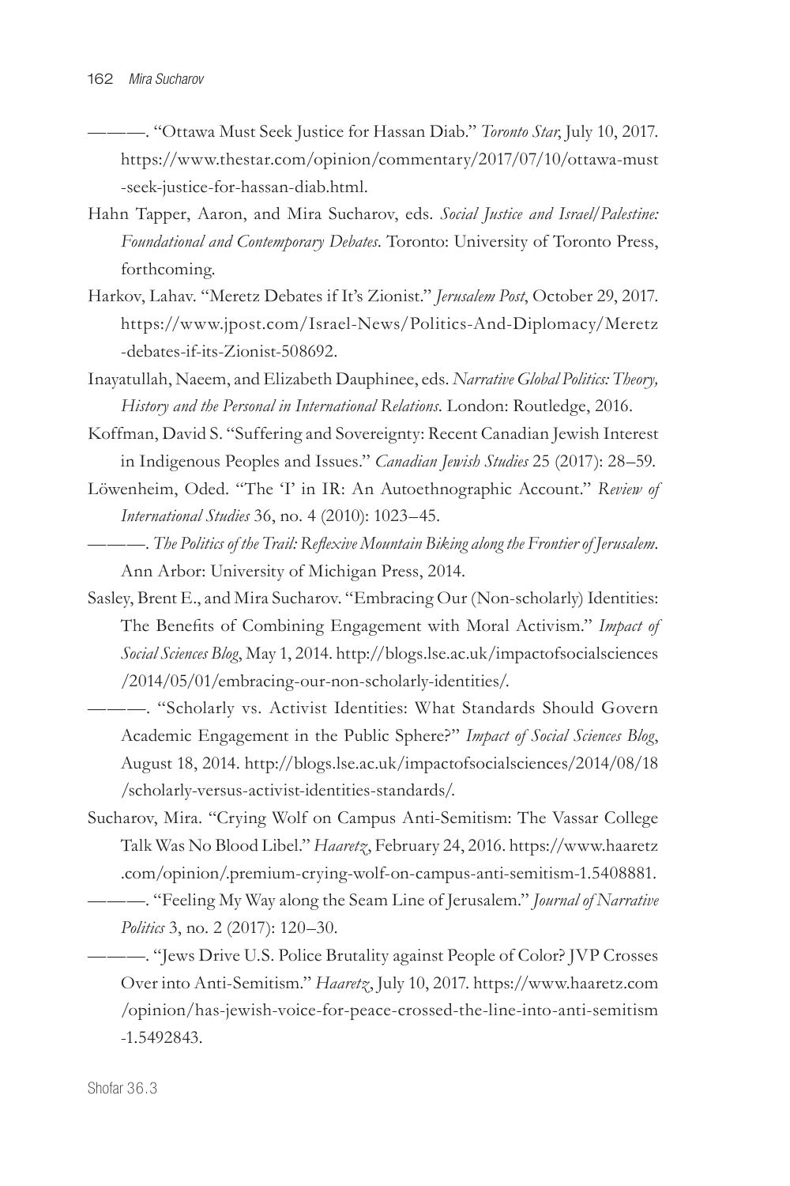———. "Ottawa Must Seek Justice for Hassan Diab." *Toronto Star*, July 10, 2017. https://www.thestar.com/opinion/commentary/2017/07/10/ottawa-must-seek-justice-for-hassan-diab.html.

Hahn Tapper, Aaron, and Mira Sucharov, eds. *Social Justice and Israel/Palestine: Foundational and Contemporary Debates*. Toronto: University of Toronto Press, forthcoming.

Harkov, Lahav. "Meretz Debates if It's Zionist." *Jerusalem Post*, October 29, 2017. https://www.jpost.com/Israel-News/Politics-And-Diplomacy/Meretz-debates-if-its-Zionist-508692.

Inayatullah, Naeem, and Elizabeth Dauphinee, eds. *Narrative Global Politics: Theory, History and the Personal in International Relations*. London: Routledge, 2016.

Koffman, David S. "Suffering and Sovereignty: Recent Canadian Jewish Interest in Indigenous Peoples and Issues." *Canadian Jewish Studies* 25 (2017): 28–59.

Löwenheim, Oded. "The 'I' in IR: An Autoethnographic Account." *Review of International Studies* 36, no. 4 (2010): 1023–45.

———. *The Politics of the Trail: Reflexive Mountain Biking along the Frontier of Jerusalem*. Ann Arbor: University of Michigan Press, 2014.

Sasley, Brent E., and Mira Sucharov. "Embracing Our (Non-scholarly) Identities: The Benefits of Combining Engagement with Moral Activism." *Impact of Social Sciences Blog*, May 1, 2014. http://blogs.lse.ac.uk/impactofsocialsciences/2014/05/01/embracing-our-non-scholarly-identities/.

———. "Scholarly vs. Activist Identities: What Standards Should Govern Academic Engagement in the Public Sphere?" *Impact of Social Sciences Blog*, August 18, 2014. http://blogs.lse.ac.uk/impactofsocialsciences/2014/08/18/scholarly-versus-activist-identities-standards/.

Sucharov, Mira. "Crying Wolf on Campus Anti-Semitism: The Vassar College Talk Was No Blood Libel." *Haaretz*, February 24, 2016. https://www.haaretz.com/opinion/.premium-crying-wolf-on-campus-anti-semitism-1.5408881.

———. "Feeling My Way along the Seam Line of Jerusalem." *Journal of Narrative Politics* 3, no. 2 (2017): 120–30.

———. "Jews Drive U.S. Police Brutality against People of Color? JVP Crosses Over into Anti-Semitism." *Haaretz*, July 10, 2017. https://www.haaretz.com/opinion/has-jewish-voice-for-peace-crossed-the-line-into-anti-semitism-1.5492843.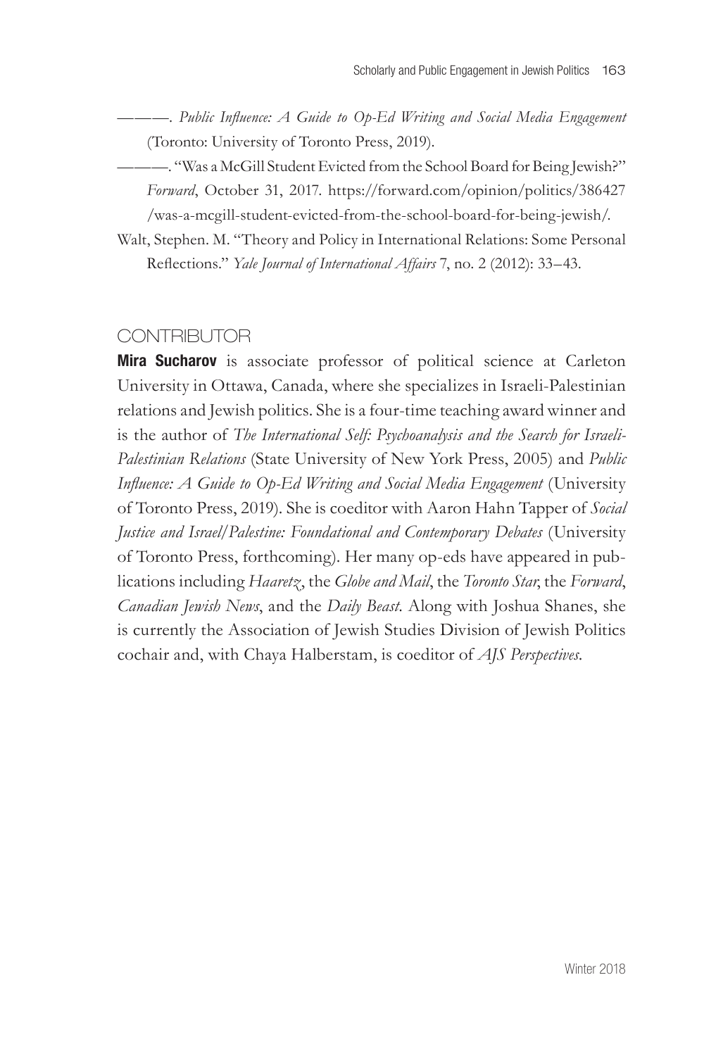———. *Public Influence: A Guide to Op-Ed Writing and Social Media Engagement* (Toronto: University of Toronto Press, 2019).

———. "Was a McGill Student Evicted from the School Board for Being Jewish?" *Forward*, October 31, 2017. https://forward.com/opinion/politics/386427/was-a-mcgill-student-evicted-from-the-school-board-for-being-jewish/.

Walt, Stephen. M. "Theory and Policy in International Relations: Some Personal Reflections." *Yale Journal of International Affairs* 7, no. 2 (2012): 33–43.

## CONTRIBUTOR

**Mira Sucharov** is associate professor of political science at Carleton University in Ottawa, Canada, where she specializes in Israeli-Palestinian relations and Jewish politics. She is a four-time teaching award winner and is the author of *The International Self: Psychoanalysis and the Search for Israeli-Palestinian Relations* (State University of New York Press, 2005) and *Public Influence: A Guide to Op-Ed Writing and Social Media Engagement* (University of Toronto Press, 2019). She is coeditor with Aaron Hahn Tapper of *Social Justice and Israel/Palestine: Foundational and Contemporary Debates* (University of Toronto Press, forthcoming). Her many op-eds have appeared in publications including *Haaretz*, the *Globe and Mail*, the *Toronto Star*, the *Forward*, *Canadian Jewish News*, and the *Daily Beast*. Along with Joshua Shanes, she is currently the Association of Jewish Studies Division of Jewish Politics cochair and, with Chaya Halberstam, is coeditor of *AJS Perspectives*.